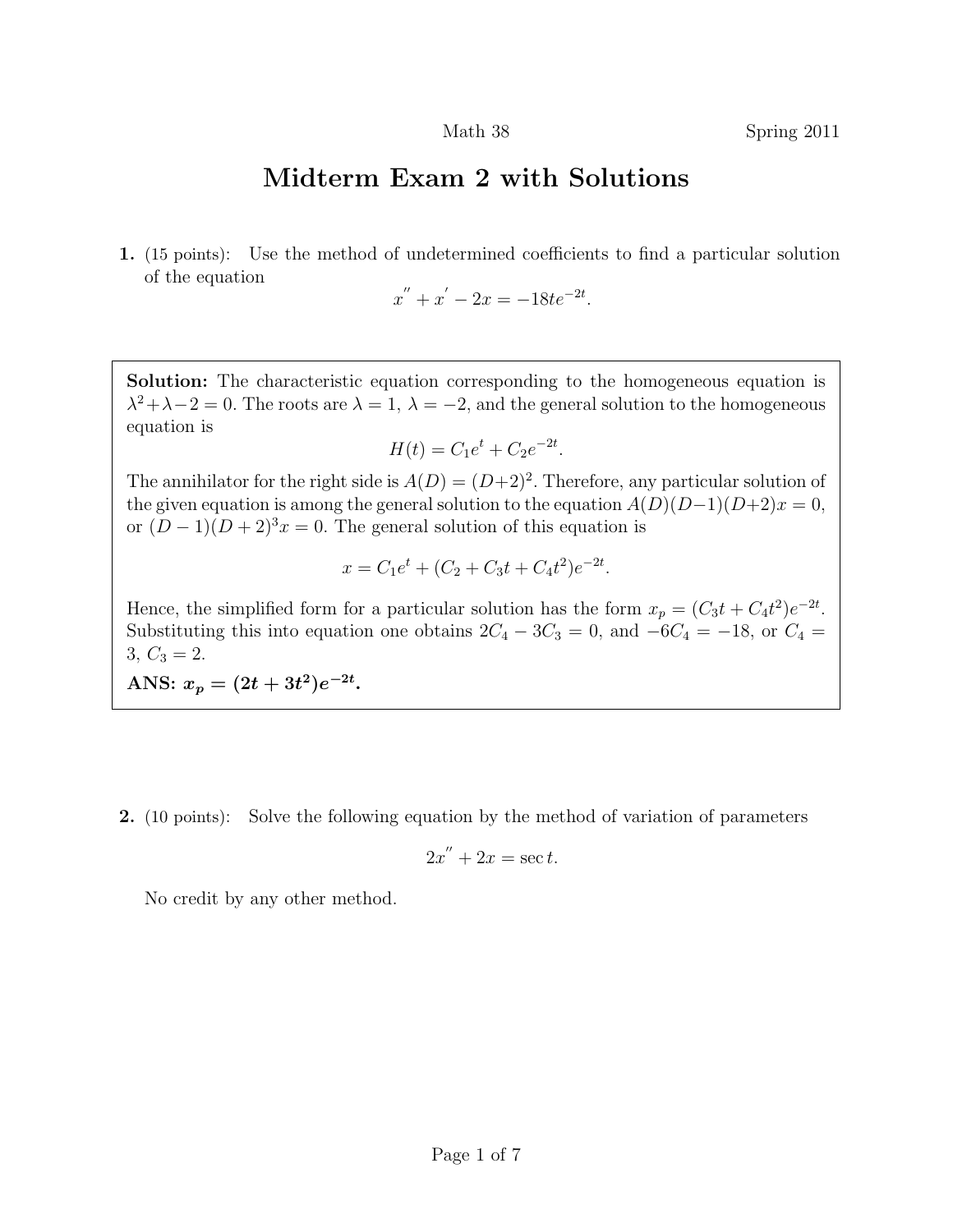Math 38 Spring 2011

# Midterm Exam 2 with Solutions

**1.** (15 points): Use the method of undetermined coefficients to find a particular solution of the equation

$$x^{''} + x^{'} - 2x = -18te^{-2t}.$$

**Solution:** The characteristic equation corresponding to the homogeneous equation is $\lambda^2 + \lambda - 2 = 0$. The roots are $\lambda = 1$, $\lambda = -2$, and the general solution to the homogeneous equation is

$$H(t) = C_1 e^t + C_2 e^{-2t}.$$

The annihilator for the right side is $A(D) = (D+2)^2$. Therefore, any particular solution of the given equation is among the general solution to the equation $A(D)(D-1)(D+2)x = 0$, or $(D-1)(D+2)^3 x = 0$. The general solution of this equation is

$$x = C_1 e^t + (C_2 + C_3 t + C_4 t^2)e^{-2t}.$$

Hence, the simplified form for a particular solution has the form $x_p = (C_3 t + C_4 t^2)e^{-2t}$. Substituting this into equation one obtains $2C_4 - 3C_3 = 0$, and $-6C_4 = -18$, or $C_4 = 3$, $C_3 = 2$.

**ANS:** $\boldsymbol{x_p = (2t + 3t^2)e^{-2t}}$**.**

**2.** (10 points): Solve the following equation by the method of variation of parameters

$$2x^{''} + 2x = \sec t.$$

No credit by any other method.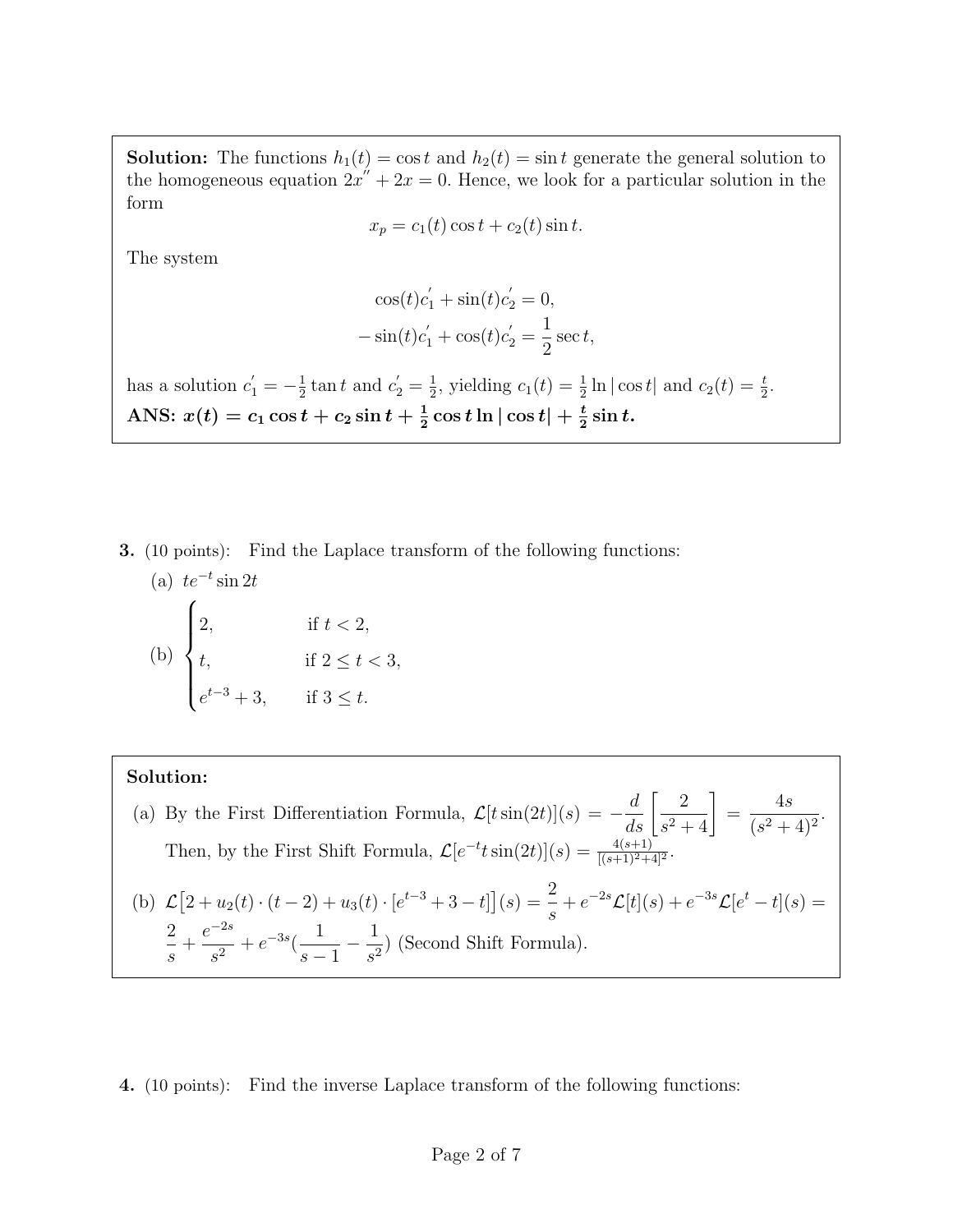**Solution:** The functions $h_1(t) = \cos t$ and $h_2(t) = \sin t$ generate the general solution to the homogeneous equation $2x'' + 2x = 0$. Hence, we look for a particular solution in the form

$$x_p = c_1(t)\cos t + c_2(t)\sin t.$$

The system

$$\cos(t)c_1' + \sin(t)c_2' = 0,$$
$$-\sin(t)c_1' + \cos(t)c_2' = \frac{1}{2}\sec t,$$

has a solution $c_1' = -\frac{1}{2}\tan t$ and $c_2' = \frac{1}{2}$, yielding $c_1(t) = \frac{1}{2}\ln|\cos t|$ and $c_2(t) = \frac{t}{2}$.

**ANS:** $\boldsymbol{x(t) = c_1\cos t + c_2\sin t + \frac{1}{2}\cos t\ln|\cos t| + \frac{t}{2}\sin t.}$

**3.** (10 points): Find the Laplace transform of the following functions:

(a) $te^{-t}\sin 2t$

(b) $\begin{cases} 2, & \text{if } t < 2, \\ t, & \text{if } 2 \leq t < 3, \\ e^{t-3} + 3, & \text{if } 3 \leq t. \end{cases}$

**Solution:**

(a) By the First Differentiation Formula, $\mathcal{L}[t\sin(2t)](s) = -\dfrac{d}{ds}\left[\dfrac{2}{s^2+4}\right] = \dfrac{4s}{(s^2+4)^2}$. Then, by the First Shift Formula, $\mathcal{L}[e^{-t}t\sin(2t)](s) = \frac{4(s+1)}{[(s+1)^2+4]^2}$.

(b) $\mathcal{L}\big[2 + u_2(t)\cdot(t-2) + u_3(t)\cdot[e^{t-3} + 3 - t]\big](s) = \dfrac{2}{s} + e^{-2s}\mathcal{L}[t](s) + e^{-3s}\mathcal{L}[e^t - t](s) = \dfrac{2}{s} + \dfrac{e^{-2s}}{s^2} + e^{-3s}\left(\dfrac{1}{s-1} - \dfrac{1}{s^2}\right)$ (Second Shift Formula).

**4.** (10 points): Find the inverse Laplace transform of the following functions: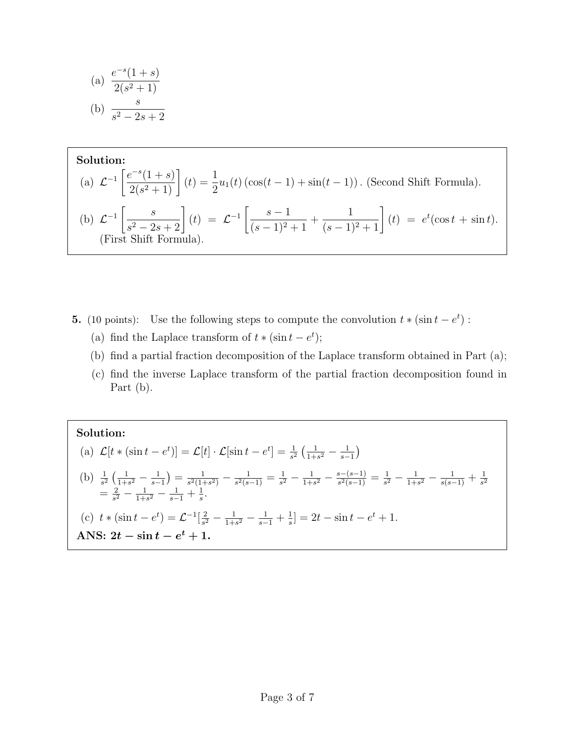(a) $\dfrac{e^{-s}(1+s)}{2(s^2+1)}$

(b) $\dfrac{s}{s^2-2s+2}$

**Solution:**

(a) $\mathcal{L}^{-1}\left[\dfrac{e^{-s}(1+s)}{2(s^2+1)}\right](t) = \dfrac{1}{2}u_1(t)\left(\cos(t-1)+\sin(t-1)\right)$. (Second Shift Formula).

(b) $\mathcal{L}^{-1}\left[\dfrac{s}{s^2-2s+2}\right](t) \;=\; \mathcal{L}^{-1}\left[\dfrac{s-1}{(s-1)^2+1}+\dfrac{1}{(s-1)^2+1}\right](t) \;=\; e^t(\cos t+\sin t)$. (First Shift Formula).

**5.** (10 points): Use the following steps to compute the convolution $t*(\sin t - e^t)$ :

(a) find the Laplace transform of $t*(\sin t - e^t)$;

(b) find a partial fraction decomposition of the Laplace transform obtained in Part (a);

(c) find the inverse Laplace transform of the partial fraction decomposition found in Part (b).

**Solution:**

(a) $\mathcal{L}[t*(\sin t - e^t)] = \mathcal{L}[t]\cdot\mathcal{L}[\sin t - e^t] = \frac{1}{s^2}\left(\frac{1}{1+s^2}-\frac{1}{s-1}\right)$

(b) $\frac{1}{s^2}\left(\frac{1}{1+s^2}-\frac{1}{s-1}\right) = \frac{1}{s^2(1+s^2)} - \frac{1}{s^2(s-1)} = \frac{1}{s^2} - \frac{1}{1+s^2} - \frac{s-(s-1)}{s^2(s-1)} = \frac{1}{s^2} - \frac{1}{1+s^2} - \frac{1}{s(s-1)} + \frac{1}{s^2}$
$= \frac{2}{s^2} - \frac{1}{1+s^2} - \frac{1}{s-1} + \frac{1}{s}$.

(c) $t*(\sin t - e^t) = \mathcal{L}^{-1}[\frac{2}{s^2} - \frac{1}{1+s^2} - \frac{1}{s-1} + \frac{1}{s}] = 2t - \sin t - e^t + 1$.

**ANS: $\boldsymbol{2t - \sin t - e^t + 1}$.**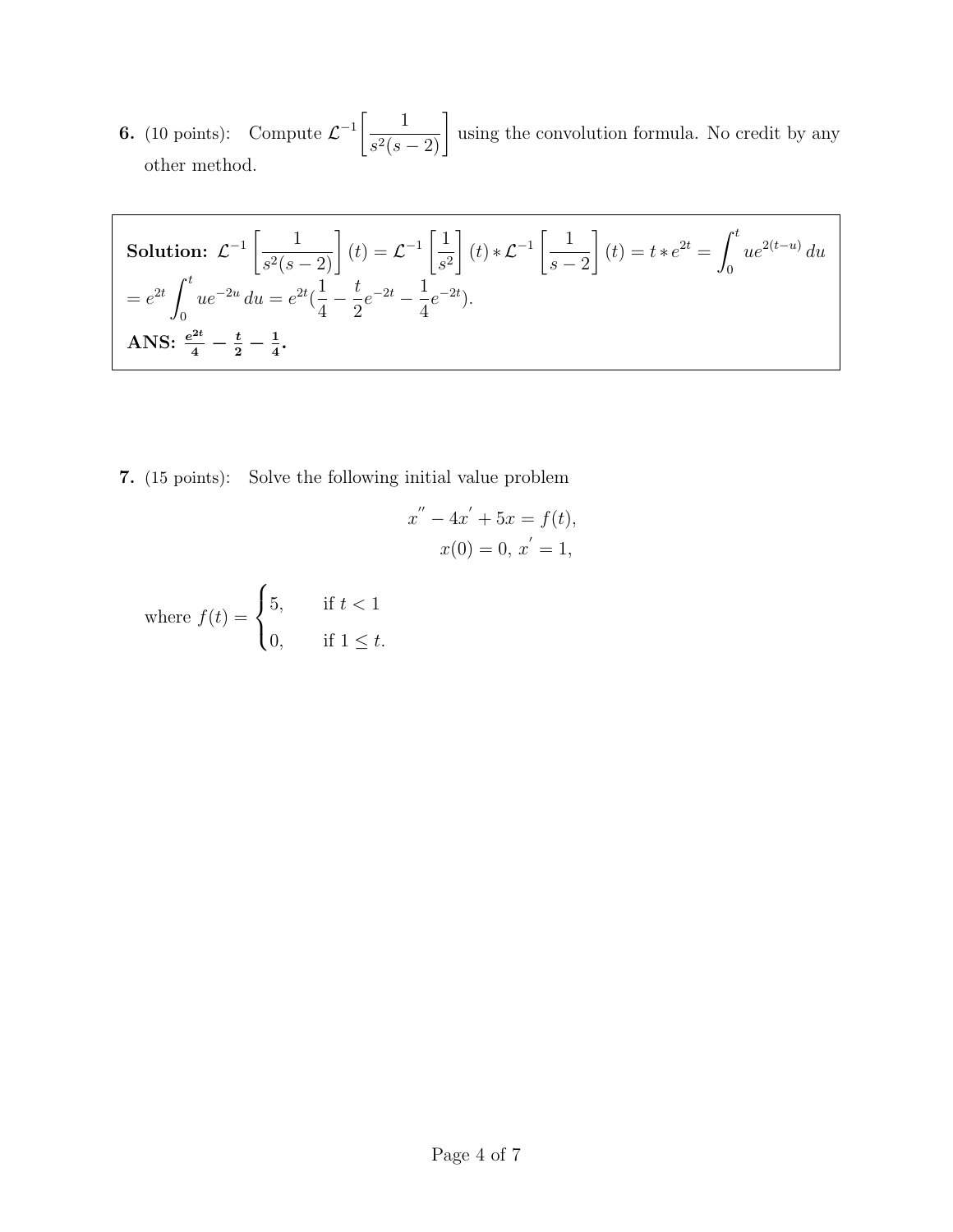**6.** (10 points): Compute $\mathcal{L}^{-1}\left[\dfrac{1}{s^2(s-2)}\right]$ using the convolution formula. No credit by any other method.

**Solution:** $\mathcal{L}^{-1}\left[\dfrac{1}{s^2(s-2)}\right](t) = \mathcal{L}^{-1}\left[\dfrac{1}{s^2}\right](t) * \mathcal{L}^{-1}\left[\dfrac{1}{s-2}\right](t) = t * e^{2t} = \displaystyle\int_0^t ue^{2(t-u)}\,du$
$= e^{2t}\displaystyle\int_0^t ue^{-2u}\,du = e^{2t}\left(\frac{1}{4} - \frac{t}{2}e^{-2t} - \frac{1}{4}e^{-2t}\right).$

**ANS:** $\boldsymbol{\frac{e^{2t}}{4} - \frac{t}{2} - \frac{1}{4}}$**.**

**7.** (15 points): Solve the following initial value problem

$$x'' - 4x' + 5x = f(t),$$
$$x(0) = 0,\ x' = 1,$$

where $f(t) = \begin{cases} 5, & \text{if } t < 1 \\ 0, & \text{if } 1 \leq t. \end{cases}$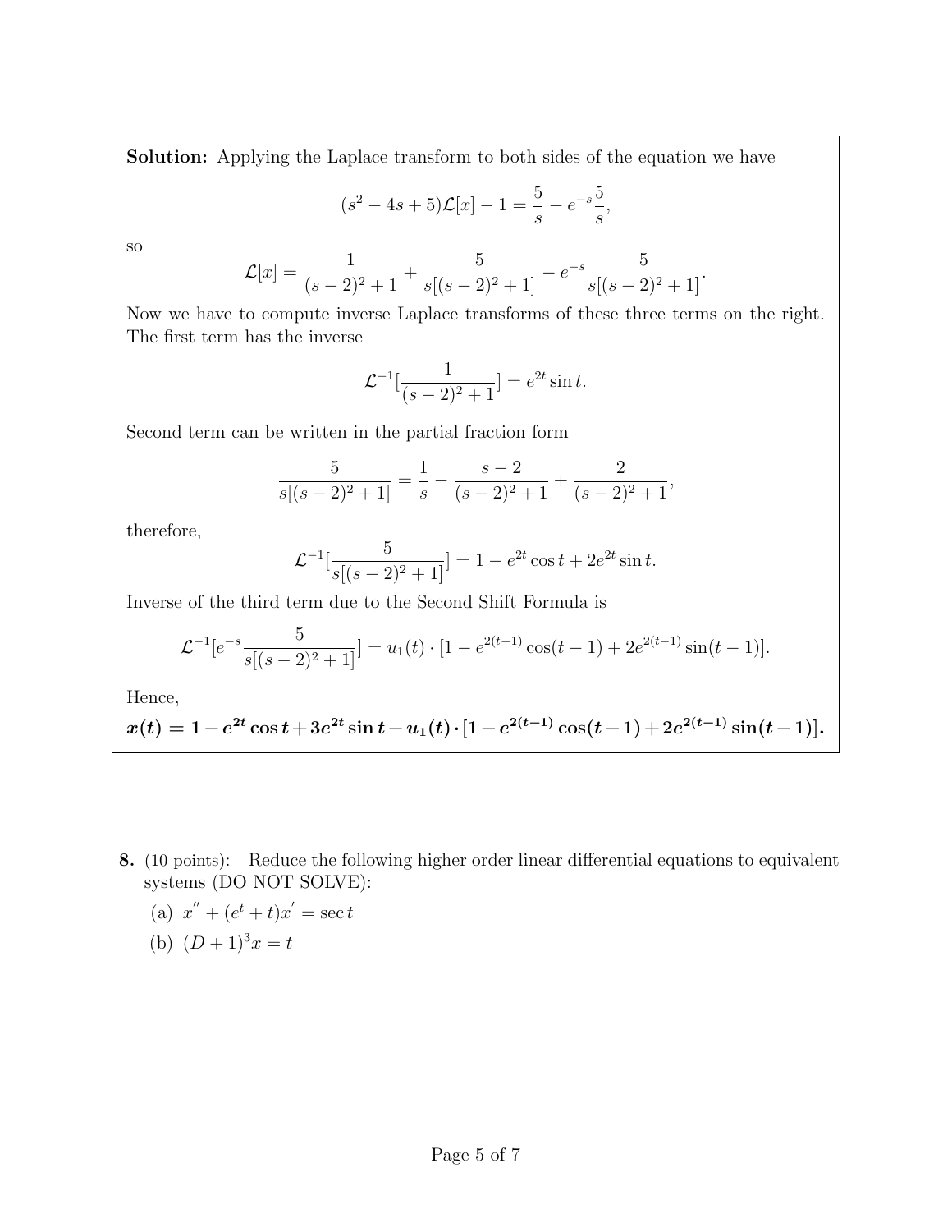**Solution:** Applying the Laplace transform to both sides of the equation we have

$$(s^2 - 4s + 5)\mathcal{L}[x] - 1 = \frac{5}{s} - e^{-s}\frac{5}{s},$$

so

$$\mathcal{L}[x] = \frac{1}{(s-2)^2+1} + \frac{5}{s[(s-2)^2+1]} - e^{-s}\frac{5}{s[(s-2)^2+1]}.$$

Now we have to compute inverse Laplace transforms of these three terms on the right. The first term has the inverse

$$\mathcal{L}^{-1}[\frac{1}{(s-2)^2+1}] = e^{2t}\sin t.$$

Second term can be written in the partial fraction form

$$\frac{5}{s[(s-2)^2+1]} = \frac{1}{s} - \frac{s-2}{(s-2)^2+1} + \frac{2}{(s-2)^2+1},$$

therefore,

$$\mathcal{L}^{-1}[\frac{5}{s[(s-2)^2+1]}] = 1 - e^{2t}\cos t + 2e^{2t}\sin t.$$

Inverse of the third term due to the Second Shift Formula is

$$\mathcal{L}^{-1}[e^{-s}\frac{5}{s[(s-2)^2+1]}] = u_1(t)\cdot[1 - e^{2(t-1)}\cos(t-1) + 2e^{2(t-1)}\sin(t-1)].$$

Hence,

$$\boldsymbol{x(t) = 1 - e^{2t}\cos t + 3e^{2t}\sin t - u_1(t)\cdot[1 - e^{2(t-1)}\cos(t-1) + 2e^{2(t-1)}\sin(t-1)].}$$

**8.** (10 points): Reduce the following higher order linear differential equations to equivalent systems (DO NOT SOLVE):

(a) $x'' + (e^t + t)x' = \sec t$

(b) $(D+1)^3 x = t$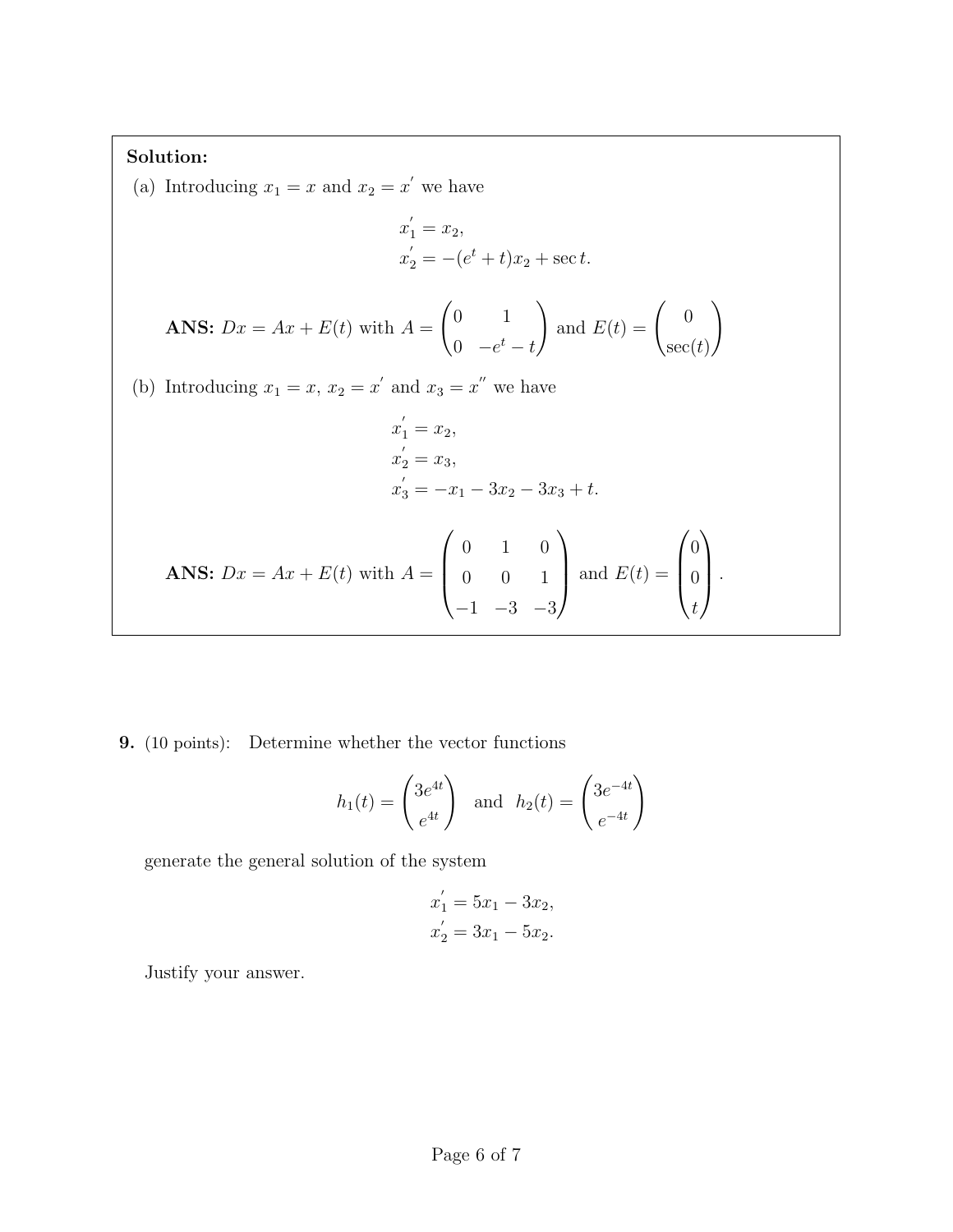**Solution:**

(a) Introducing $x_1 = x$ and $x_2 = x'$ we have

$$
\begin{aligned}
x_1' &= x_2, \\
x_2' &= -(e^t + t)x_2 + \sec t.
\end{aligned}
$$

**ANS:** $Dx = Ax + E(t)$ with $A = \begin{pmatrix} 0 & 1 \\ 0 & -e^t - t \end{pmatrix}$ and $E(t) = \begin{pmatrix} 0 \\ \sec(t) \end{pmatrix}$

(b) Introducing $x_1 = x$, $x_2 = x'$ and $x_3 = x''$ we have

$$
\begin{aligned}
x_1' &= x_2, \\
x_2' &= x_3, \\
x_3' &= -x_1 - 3x_2 - 3x_3 + t.
\end{aligned}
$$

**ANS:** $Dx = Ax + E(t)$ with $A = \begin{pmatrix} 0 & 1 & 0 \\ 0 & 0 & 1 \\ -1 & -3 & -3 \end{pmatrix}$ and $E(t) = \begin{pmatrix} 0 \\ 0 \\ t \end{pmatrix}$.

**9.** (10 points): Determine whether the vector functions

$$
h_1(t) = \begin{pmatrix} 3e^{4t} \\ e^{4t} \end{pmatrix} \quad \text{and} \quad h_2(t) = \begin{pmatrix} 3e^{-4t} \\ e^{-4t} \end{pmatrix}
$$

generate the general solution of the system

$$
\begin{aligned}
x_1' &= 5x_1 - 3x_2, \\
x_2' &= 3x_1 - 5x_2.
\end{aligned}
$$

Justify your answer.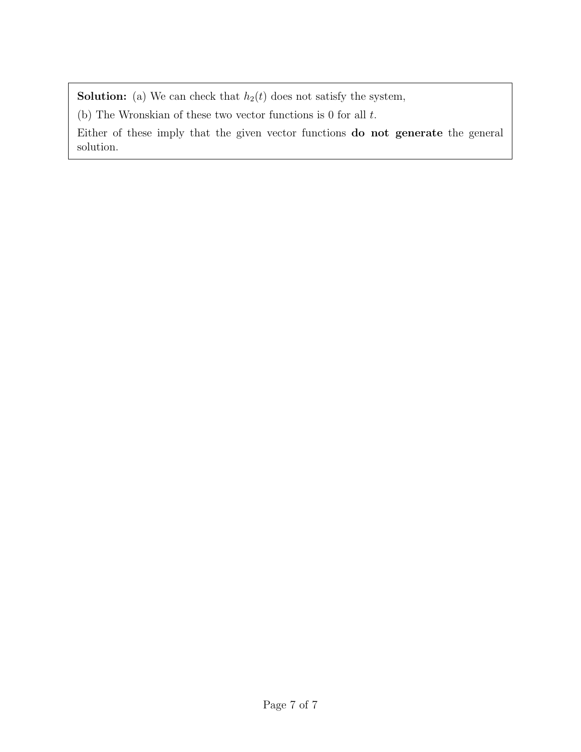**Solution:** (a) We can check that $h_2(t)$ does not satisfy the system,

(b) The Wronskian of these two vector functions is 0 for all $t$.

Either of these imply that the given vector functions **do not generate** the general solution.